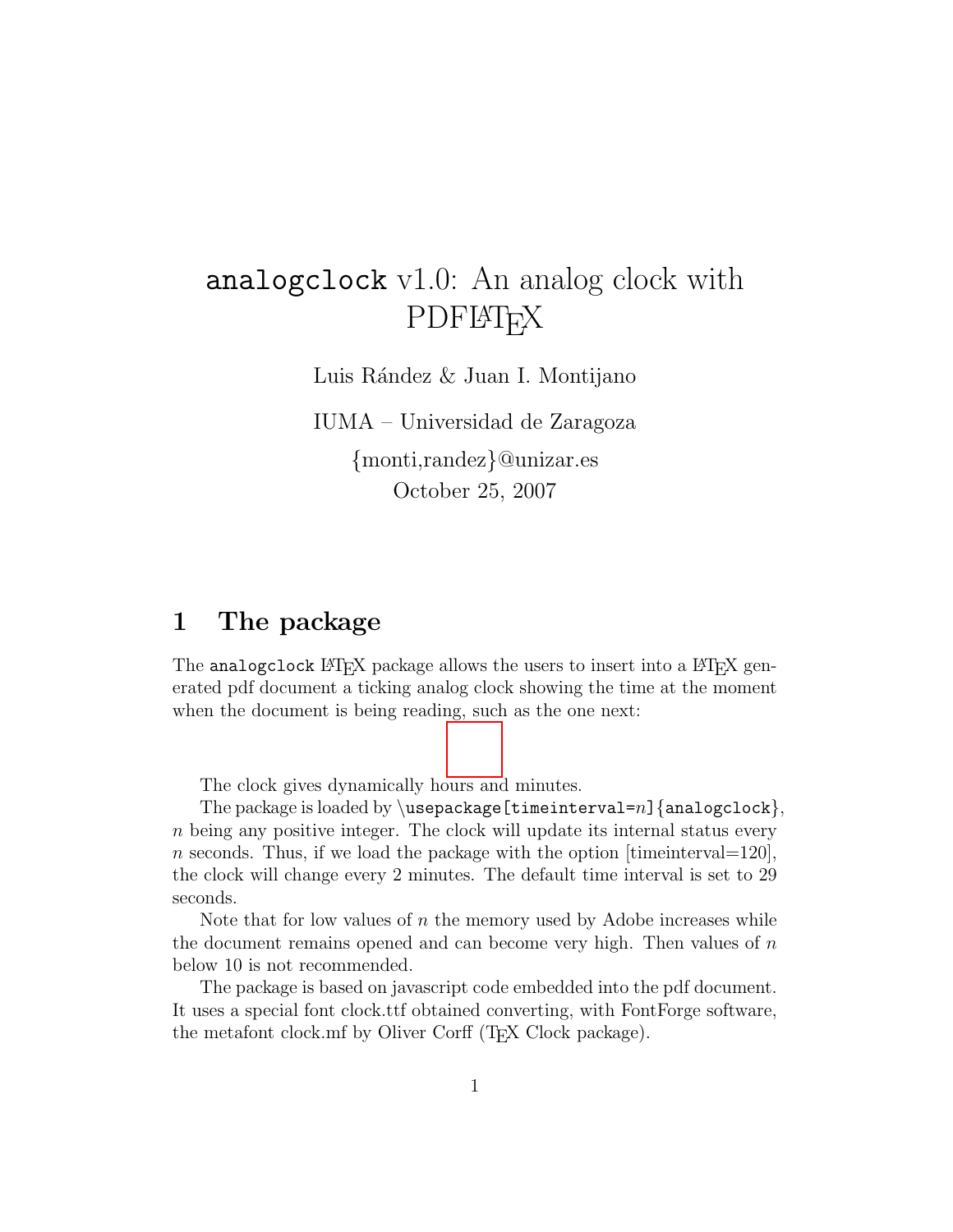# analogclock v1.0: An analog clock with PDFLaTeX

Luis Rández & Juan I. Montijano

IUMA – Universidad de Zaragoza

{monti,randez}@unizar.es

October 25, 2007

## 1 The package

The analogclock LaTeX package allows the users to insert into a LaTeX generated pdf document a ticking analog clock showing the time at the moment when the document is being reading, such as the one next:

The clock gives dynamically hours and minutes.

The package is loaded by `\usepackage[timeinterval=`$n$`]{analogclock}`, $n$ being any positive integer. The clock will update its internal status every $n$ seconds. Thus, if we load the package with the option [timeinterval=120], the clock will change every 2 minutes. The default time interval is set to 29 seconds.

Note that for low values of $n$ the memory used by Adobe increases while the document remains opened and can become very high. Then values of $n$ below 10 is not recommended.

The package is based on javascript code embedded into the pdf document. It uses a special font clock.ttf obtained converting, with FontForge software, the metafont clock.mf by Oliver Corff (TeX Clock package).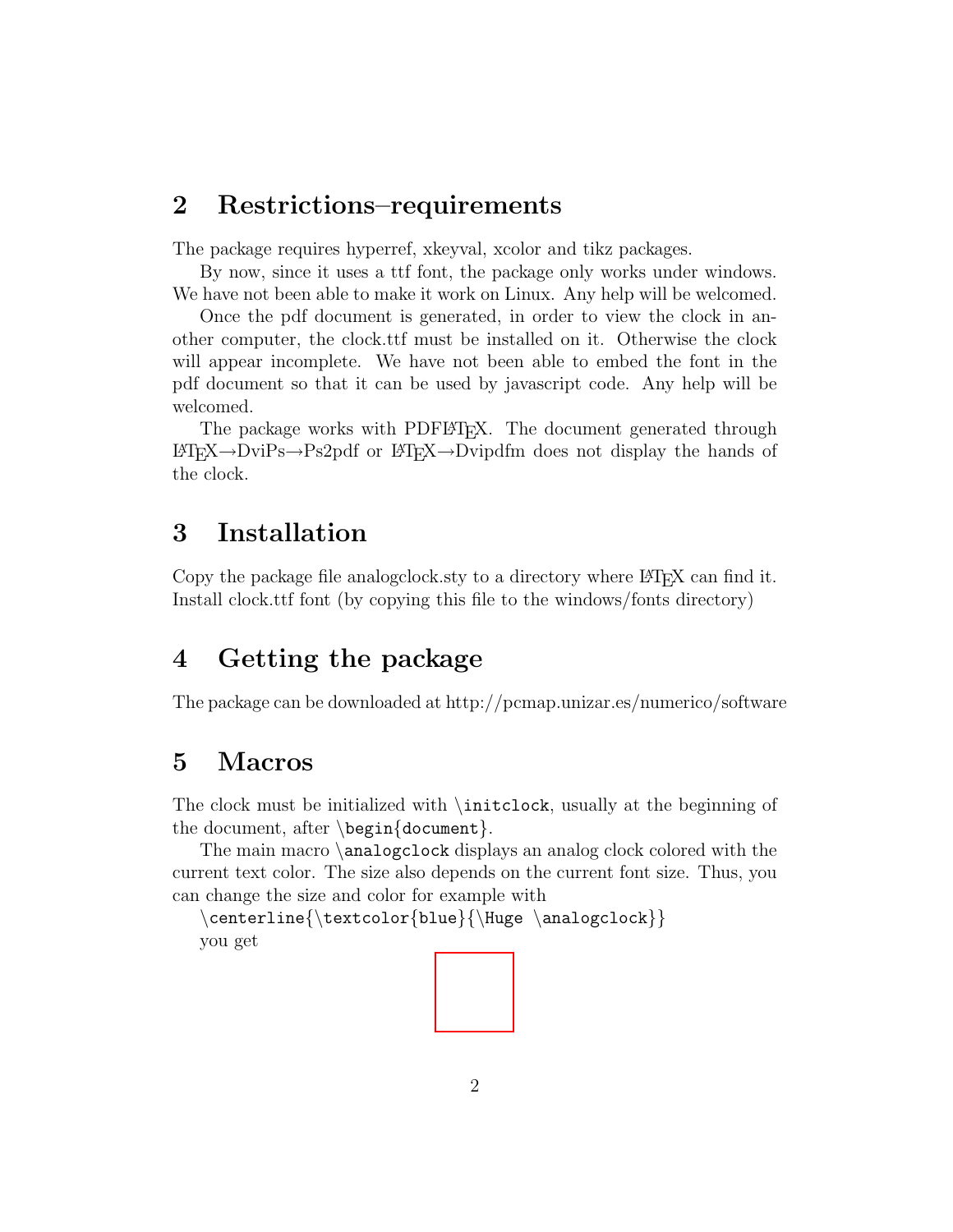## 2 Restrictions–requirements

The package requires hyperref, xkeyval, xcolor and tikz packages.

By now, since it uses a ttf font, the package only works under windows. We have not been able to make it work on Linux. Any help will be welcomed.

Once the pdf document is generated, in order to view the clock in another computer, the clock.ttf must be installed on it. Otherwise the clock will appear incomplete. We have not been able to embed the font in the pdf document so that it can be used by javascript code. Any help will be welcomed.

The package works with PDFLaTeX. The document generated through LaTeX→DviPs→Ps2pdf or LaTeX→Dvipdfm does not display the hands of the clock.

## 3 Installation

Copy the package file analogclock.sty to a directory where LaTeX can find it. Install clock.ttf font (by copying this file to the windows/fonts directory)

## 4 Getting the package

The package can be downloaded at http://pcmap.unizar.es/numerico/software

## 5 Macros

The clock must be initialized with `\initclock`, usually at the beginning of the document, after `\begin{document}`.

The main macro `\analogclock` displays an analog clock colored with the current text color. The size also depends on the current font size. Thus, you can change the size and color for example with

`\centerline{\textcolor{blue}{\Huge \analogclock}}`

you get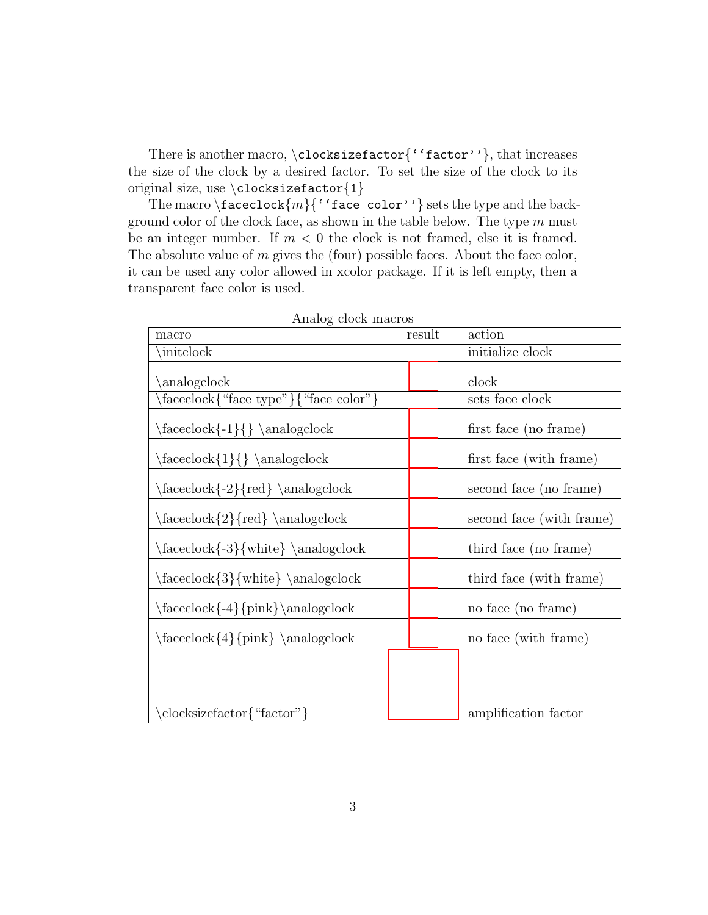There is another macro, `\clocksizefactor{‘‘factor’’}`, that increases the size of the clock by a desired factor. To set the size of the clock to its original size, use `\clocksizefactor{1}`

The macro `\faceclock`{$m$}`{‘‘face color’’}` sets the type and the background color of the clock face, as shown in the table below. The type $m$ must be an integer number. If $m < 0$ the clock is not framed, else it is framed. The absolute value of $m$ gives the (four) possible faces. About the face color, it can be used any color allowed in xcolor package. If it is left empty, then a transparent face color is used.

Analog clock macros

| macro | result | action |
|---|---|---|
| \initclock | | initialize clock |
| \analogclock | | clock |
| \faceclock{“face type”}{“face color”} | | sets face clock |
| \faceclock{-1}{} \analogclock | | first face (no frame) |
| \faceclock{1}{} \analogclock | | first face (with frame) |
| \faceclock{-2}{red} \analogclock | | second face (no frame) |
| \faceclock{2}{red} \analogclock | | second face (with frame) |
| \faceclock{-3}{white} \analogclock | | third face (no frame) |
| \faceclock{3}{white} \analogclock | | third face (with frame) |
| \faceclock{-4}{pink}\analogclock | | no face (no frame) |
| \faceclock{4}{pink} \analogclock | | no face (with frame) |
| \clocksizefactor{“factor”} | | amplification factor |